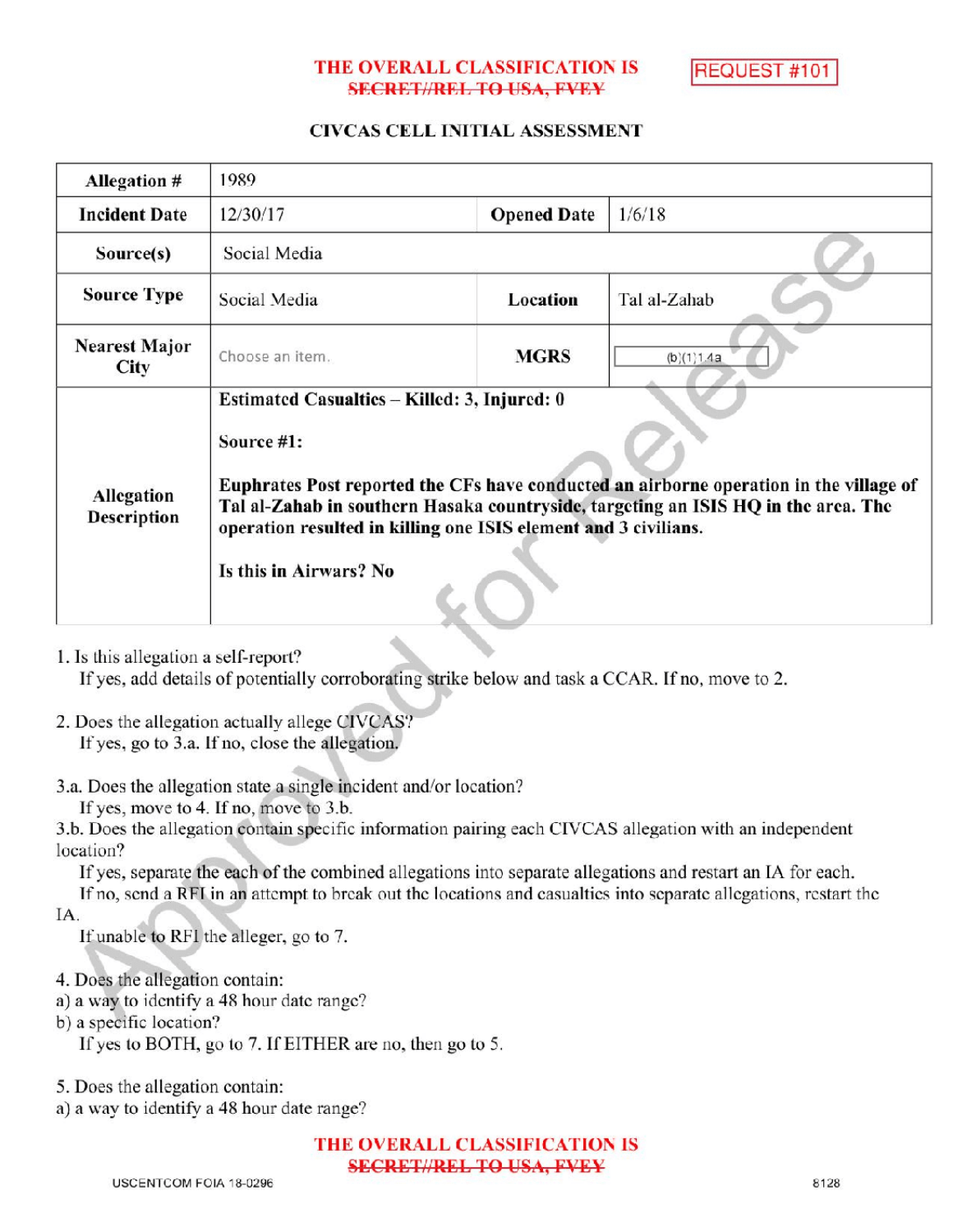THE OVERALL CLASSIFICATION IS ~~SECRET//REL TO USA, FVEY~~

REQUEST #101

## CIVCAS CELL INITIAL ASSESSMENT

| Allegation # | 1989 | | |
|---|---|---|---|
| Incident Date | 12/30/17 | Opened Date | 1/6/18 |
| Source(s) | Social Media | | |
| Source Type | Social Media | Location | Tal al-Zahab |
| Nearest Major City | Choose an item. | MGRS | (b)(1)1.4a |
| Allegation Description | **Estimated Casualties – Killed: 3, Injured: 0**<br><br>**Source #1:**<br><br>**Euphrates Post reported the CFs have conducted an airborne operation in the village of Tal al-Zahab in southern Hasaka countryside, targeting an ISIS HQ in the area. The operation resulted in killing one ISIS element and 3 civilians.**<br><br>**Is this in Airwars? No** | | |

1. Is this allegation a self-report?
   If yes, add details of potentially corroborating strike below and task a CCAR. If no, move to 2.

2. Does the allegation actually allege CIVCAS?
   If yes, go to 3.a. If no, close the allegation.

3.a. Does the allegation state a single incident and/or location?
   If yes, move to 4. If no, move to 3.b.

3.b. Does the allegation contain specific information pairing each CIVCAS allegation with an independent location?
   If yes, separate the each of the combined allegations into separate allegations and restart an IA for each.
   If no, send a RFI in an attempt to break out the locations and casualties into separate allegations, restart the IA.
   If unable to RFI the alleger, go to 7.

4. Does the allegation contain:
a) a way to identify a 48 hour date range?
b) a specific location?
   If yes to BOTH, go to 7. If EITHER are no, then go to 5.

5. Does the allegation contain:
a) a way to identify a 48 hour date range?

THE OVERALL CLASSIFICATION IS ~~SECRET//REL TO USA, FVEY~~

USCENTCOM FOIA 18-0296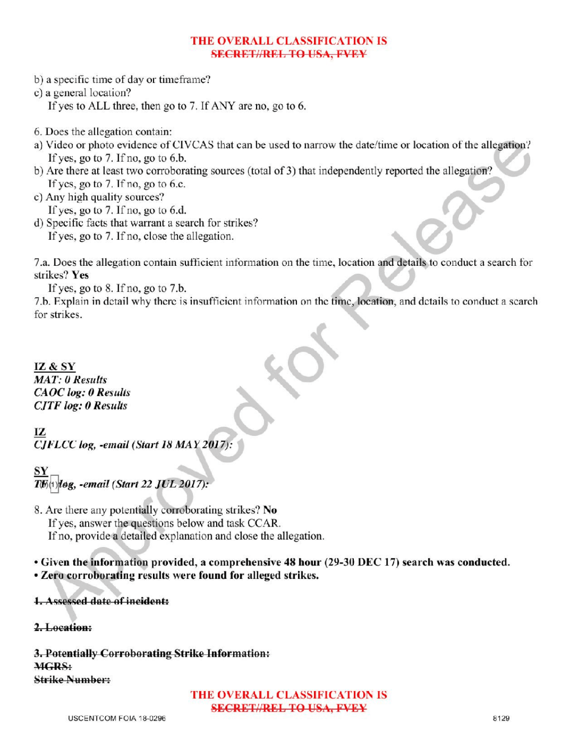b) a specific time of day or timeframe?
c) a general location?
   If yes to ALL three, then go to 7. If ANY are no, go to 6.

6. Does the allegation contain:
a) Video or photo evidence of CIVCAS that can be used to narrow the date/time or location of the allegation?
   If yes, go to 7. If no, go to 6.b.
b) Are there at least two corroborating sources (total of 3) that independently reported the allegation?
   If yes, go to 7. If no, go to 6.c.
c) Any high quality sources?
   If yes, go to 7. If no, go to 6.d.
d) Specific facts that warrant a search for strikes?
   If yes, go to 7. If no, close the allegation.

7.a. Does the allegation contain sufficient information on the time, location and details to conduct a search for strikes? **Yes**
   If yes, go to 8. If no, go to 7.b.
7.b. Explain in detail why there is insufficient information on the time, location, and details to conduct a search for strikes.

**IZ & SY**
***MAT: 0 Results***
***CAOC log: 0 Results***
***CJTF log: 0 Results***

**IZ**
***CJFLCC log, -email (Start 18 MAY 2017):***

**SY**
***TF(b)(1) log, -email (Start 22 JUL 2017):***

8. Are there any potentially corroborating strikes? **No**
   If yes, answer the questions below and task CCAR.
   If no, provide a detailed explanation and close the allegation.

- **Given the information provided, a comprehensive 48 hour (29-30 DEC 17) search was conducted.**
- **Zero corroborating results were found for alleged strikes.**

~~**1. Assessed date of incident:**~~

~~**2. Location:**~~

~~**3. Potentially Corroborating Strike Information:**~~
~~**MGRS:**~~
~~**Strike Number:**~~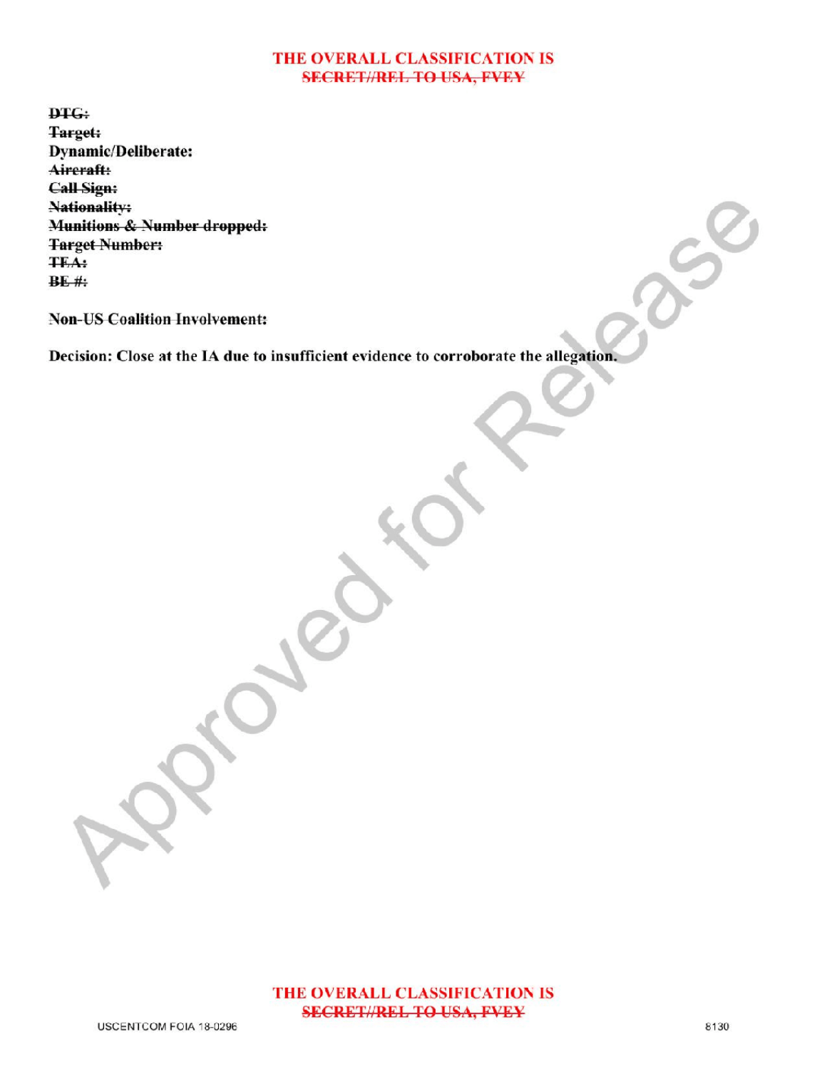**THE OVERALL CLASSIFICATION IS**
~~**SECRET//REL TO USA, FVEY**~~

~~**DTG:**~~
~~**Target:**~~
**Dynamic/Deliberate:**
~~**Aircraft:**~~
~~**Call Sign:**~~
~~**Nationality:**~~
~~**Munitions & Number dropped:**~~
~~**Target Number:**~~
~~**TEA:**~~
~~**BE #:**~~

~~**Non-US Coalition Involvement:**~~

**Decision: Close at the IA due to insufficient evidence to corroborate the allegation.**

**THE OVERALL CLASSIFICATION IS**
~~**SECRET//REL TO USA, FVEY**~~

USCENTCOM FOIA 18-0296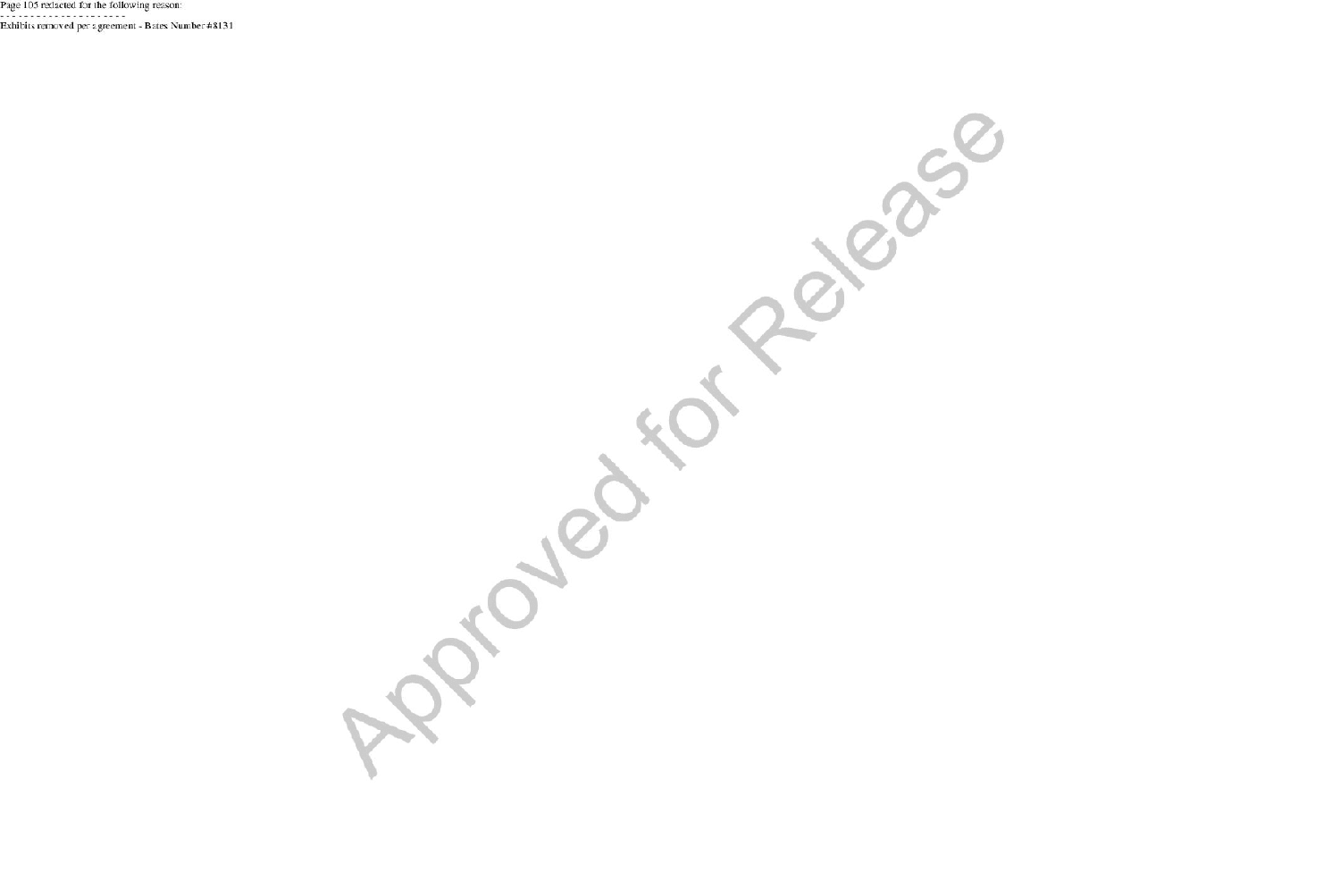Page 105 redacted for the following reason:

- - - - - - - - - - - - - - - - - - - - -

Exhibits removed per agreement - Bates Number #8131

Approved for Release